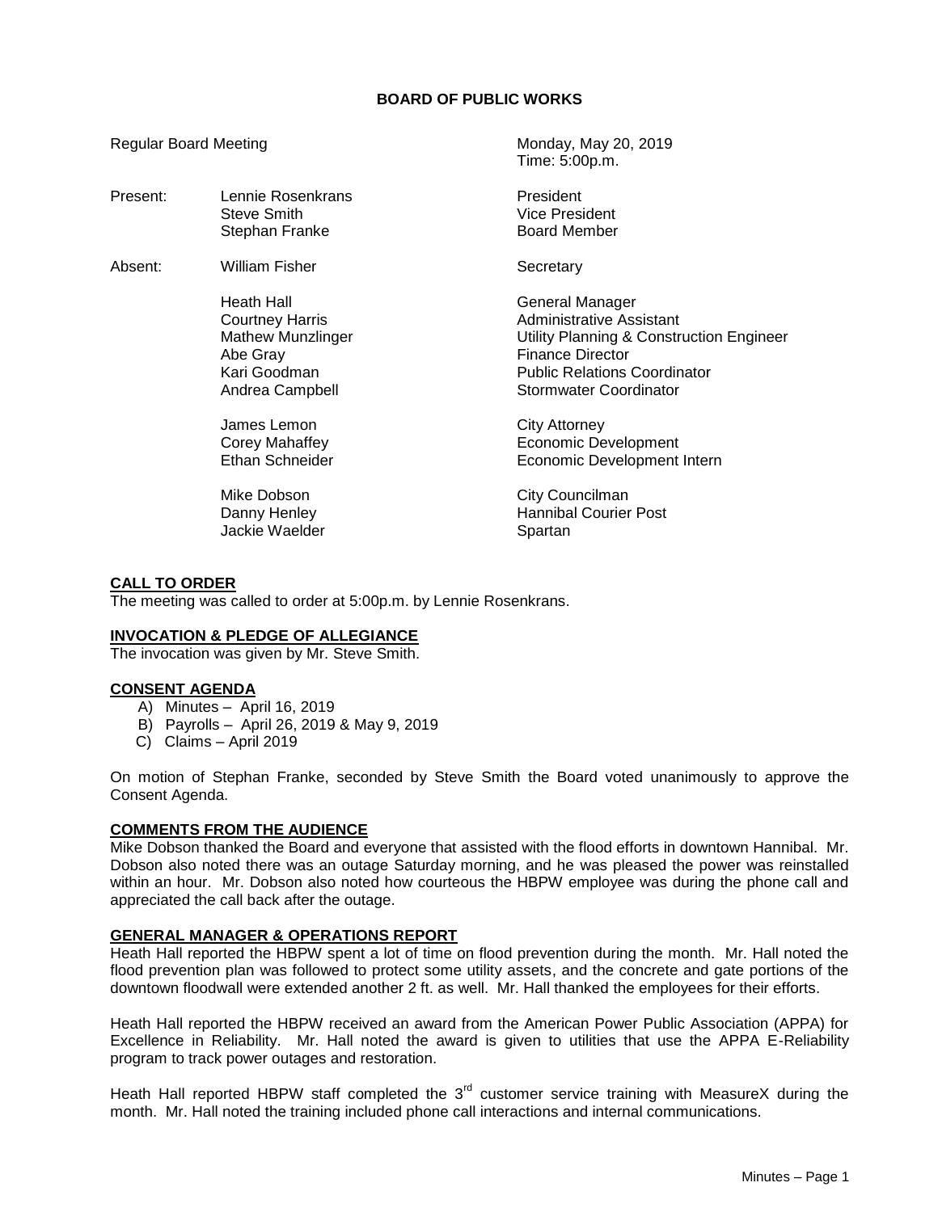# BOARD OF PUBLIC WORKS

Regular Board Meeting — Monday, May 20, 2019
Time: 5:00p.m.

| | | |
|---|---|---|
| Present: | Lennie Rosenkrans | President |
| | Steve Smith | Vice President |
| | Stephan Franke | Board Member |
| Absent: | William Fisher | Secretary |
| | Heath Hall | General Manager |
| | Courtney Harris | Administrative Assistant |
| | Mathew Munzlinger | Utility Planning & Construction Engineer |
| | Abe Gray | Finance Director |
| | Kari Goodman | Public Relations Coordinator |
| | Andrea Campbell | Stormwater Coordinator |
| | James Lemon | City Attorney |
| | Corey Mahaffey | Economic Development |
| | Ethan Schneider | Economic Development Intern |
| | Mike Dobson | City Councilman |
| | Danny Henley | Hannibal Courier Post |
| | Jackie Waelder | Spartan |

## CALL TO ORDER

The meeting was called to order at 5:00p.m. by Lennie Rosenkrans.

## INVOCATION & PLEDGE OF ALLEGIANCE

The invocation was given by Mr. Steve Smith.

## CONSENT AGENDA

A) Minutes – April 16, 2019
B) Payrolls – April 26, 2019 & May 9, 2019
C) Claims – April 2019

On motion of Stephan Franke, seconded by Steve Smith the Board voted unanimously to approve the Consent Agenda.

## COMMENTS FROM THE AUDIENCE

Mike Dobson thanked the Board and everyone that assisted with the flood efforts in downtown Hannibal. Mr. Dobson also noted there was an outage Saturday morning, and he was pleased the power was reinstalled within an hour. Mr. Dobson also noted how courteous the HBPW employee was during the phone call and appreciated the call back after the outage.

## GENERAL MANAGER & OPERATIONS REPORT

Heath Hall reported the HBPW spent a lot of time on flood prevention during the month. Mr. Hall noted the flood prevention plan was followed to protect some utility assets, and the concrete and gate portions of the downtown floodwall were extended another 2 ft. as well. Mr. Hall thanked the employees for their efforts.

Heath Hall reported the HBPW received an award from the American Power Public Association (APPA) for Excellence in Reliability. Mr. Hall noted the award is given to utilities that use the APPA E-Reliability program to track power outages and restoration.

Heath Hall reported HBPW staff completed the 3rd customer service training with MeasureX during the month. Mr. Hall noted the training included phone call interactions and internal communications.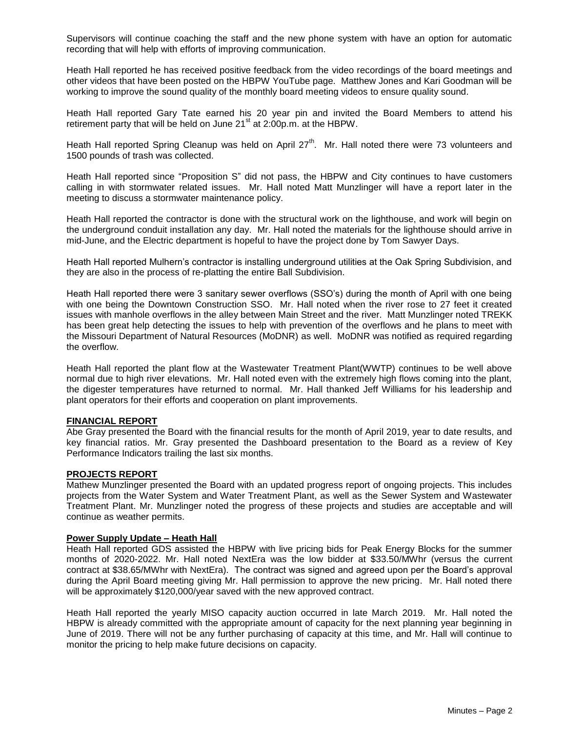Supervisors will continue coaching the staff and the new phone system with have an option for automatic recording that will help with efforts of improving communication.

Heath Hall reported he has received positive feedback from the video recordings of the board meetings and other videos that have been posted on the HBPW YouTube page. Matthew Jones and Kari Goodman will be working to improve the sound quality of the monthly board meeting videos to ensure quality sound.

Heath Hall reported Gary Tate earned his 20 year pin and invited the Board Members to attend his retirement party that will be held on June 21st at 2:00p.m. at the HBPW.

Heath Hall reported Spring Cleanup was held on April 27th. Mr. Hall noted there were 73 volunteers and 1500 pounds of trash was collected.

Heath Hall reported since "Proposition S" did not pass, the HBPW and City continues to have customers calling in with stormwater related issues. Mr. Hall noted Matt Munzlinger will have a report later in the meeting to discuss a stormwater maintenance policy.

Heath Hall reported the contractor is done with the structural work on the lighthouse, and work will begin on the underground conduit installation any day. Mr. Hall noted the materials for the lighthouse should arrive in mid-June, and the Electric department is hopeful to have the project done by Tom Sawyer Days.

Heath Hall reported Mulhern's contractor is installing underground utilities at the Oak Spring Subdivision, and they are also in the process of re-platting the entire Ball Subdivision.

Heath Hall reported there were 3 sanitary sewer overflows (SSO's) during the month of April with one being with one being the Downtown Construction SSO. Mr. Hall noted when the river rose to 27 feet it created issues with manhole overflows in the alley between Main Street and the river. Matt Munzlinger noted TREKK has been great help detecting the issues to help with prevention of the overflows and he plans to meet with the Missouri Department of Natural Resources (MoDNR) as well. MoDNR was notified as required regarding the overflow.

Heath Hall reported the plant flow at the Wastewater Treatment Plant(WWTP) continues to be well above normal due to high river elevations. Mr. Hall noted even with the extremely high flows coming into the plant, the digester temperatures have returned to normal. Mr. Hall thanked Jeff Williams for his leadership and plant operators for their efforts and cooperation on plant improvements.

**FINANCIAL REPORT**

Abe Gray presented the Board with the financial results for the month of April 2019, year to date results, and key financial ratios. Mr. Gray presented the Dashboard presentation to the Board as a review of Key Performance Indicators trailing the last six months.

**PROJECTS REPORT**

Mathew Munzlinger presented the Board with an updated progress report of ongoing projects. This includes projects from the Water System and Water Treatment Plant, as well as the Sewer System and Wastewater Treatment Plant. Mr. Munzlinger noted the progress of these projects and studies are acceptable and will continue as weather permits.

**Power Supply Update – Heath Hall**

Heath Hall reported GDS assisted the HBPW with live pricing bids for Peak Energy Blocks for the summer months of 2020-2022. Mr. Hall noted NextEra was the low bidder at $33.50/MWhr (versus the current contract at $38.65/MWhr with NextEra). The contract was signed and agreed upon per the Board's approval during the April Board meeting giving Mr. Hall permission to approve the new pricing. Mr. Hall noted there will be approximately $120,000/year saved with the new approved contract.

Heath Hall reported the yearly MISO capacity auction occurred in late March 2019. Mr. Hall noted the HBPW is already committed with the appropriate amount of capacity for the next planning year beginning in June of 2019. There will not be any further purchasing of capacity at this time, and Mr. Hall will continue to monitor the pricing to help make future decisions on capacity.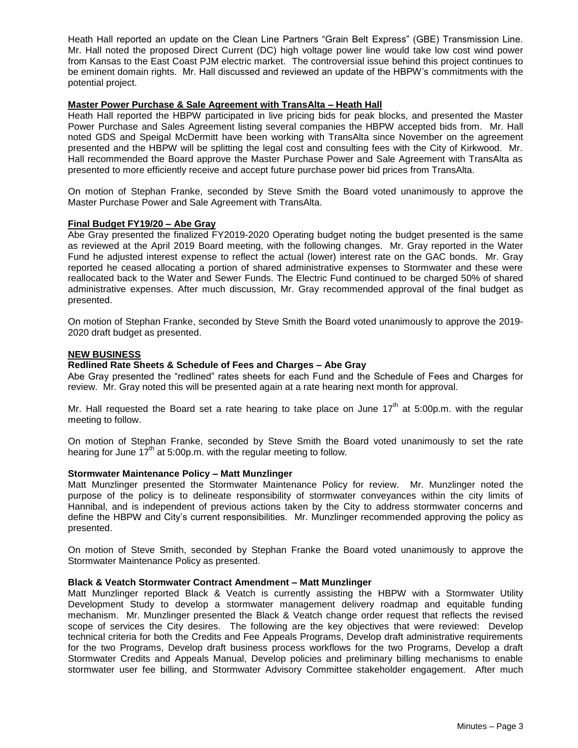Heath Hall reported an update on the Clean Line Partners "Grain Belt Express" (GBE) Transmission Line. Mr. Hall noted the proposed Direct Current (DC) high voltage power line would take low cost wind power from Kansas to the East Coast PJM electric market. The controversial issue behind this project continues to be eminent domain rights. Mr. Hall discussed and reviewed an update of the HBPW's commitments with the potential project.

**Master Power Purchase & Sale Agreement with TransAlta – Heath Hall**

Heath Hall reported the HBPW participated in live pricing bids for peak blocks, and presented the Master Power Purchase and Sales Agreement listing several companies the HBPW accepted bids from. Mr. Hall noted GDS and Speigal McDermitt have been working with TransAlta since November on the agreement presented and the HBPW will be splitting the legal cost and consulting fees with the City of Kirkwood. Mr. Hall recommended the Board approve the Master Purchase Power and Sale Agreement with TransAlta as presented to more efficiently receive and accept future purchase power bid prices from TransAlta.

On motion of Stephan Franke, seconded by Steve Smith the Board voted unanimously to approve the Master Purchase Power and Sale Agreement with TransAlta.

**Final Budget FY19/20 – Abe Gray**

Abe Gray presented the finalized FY2019-2020 Operating budget noting the budget presented is the same as reviewed at the April 2019 Board meeting, with the following changes. Mr. Gray reported in the Water Fund he adjusted interest expense to reflect the actual (lower) interest rate on the GAC bonds. Mr. Gray reported he ceased allocating a portion of shared administrative expenses to Stormwater and these were reallocated back to the Water and Sewer Funds. The Electric Fund continued to be charged 50% of shared administrative expenses. After much discussion, Mr. Gray recommended approval of the final budget as presented.

On motion of Stephan Franke, seconded by Steve Smith the Board voted unanimously to approve the 2019-2020 draft budget as presented.

**NEW BUSINESS**

**Redlined Rate Sheets & Schedule of Fees and Charges – Abe Gray**

Abe Gray presented the "redlined" rates sheets for each Fund and the Schedule of Fees and Charges for review. Mr. Gray noted this will be presented again at a rate hearing next month for approval.

Mr. Hall requested the Board set a rate hearing to take place on June 17th at 5:00p.m. with the regular meeting to follow.

On motion of Stephan Franke, seconded by Steve Smith the Board voted unanimously to set the rate hearing for June 17th at 5:00p.m. with the regular meeting to follow.

**Stormwater Maintenance Policy – Matt Munzlinger**

Matt Munzlinger presented the Stormwater Maintenance Policy for review. Mr. Munzlinger noted the purpose of the policy is to delineate responsibility of stormwater conveyances within the city limits of Hannibal, and is independent of previous actions taken by the City to address stormwater concerns and define the HBPW and City's current responsibilities. Mr. Munzlinger recommended approving the policy as presented.

On motion of Steve Smith, seconded by Stephan Franke the Board voted unanimously to approve the Stormwater Maintenance Policy as presented.

**Black & Veatch Stormwater Contract Amendment – Matt Munzlinger**

Matt Munzlinger reported Black & Veatch is currently assisting the HBPW with a Stormwater Utility Development Study to develop a stormwater management delivery roadmap and equitable funding mechanism. Mr. Munzlinger presented the Black & Veatch change order request that reflects the revised scope of services the City desires. The following are the key objectives that were reviewed: Develop technical criteria for both the Credits and Fee Appeals Programs, Develop draft administrative requirements for the two Programs, Develop draft business process workflows for the two Programs, Develop a draft Stormwater Credits and Appeals Manual, Develop policies and preliminary billing mechanisms to enable stormwater user fee billing, and Stormwater Advisory Committee stakeholder engagement. After much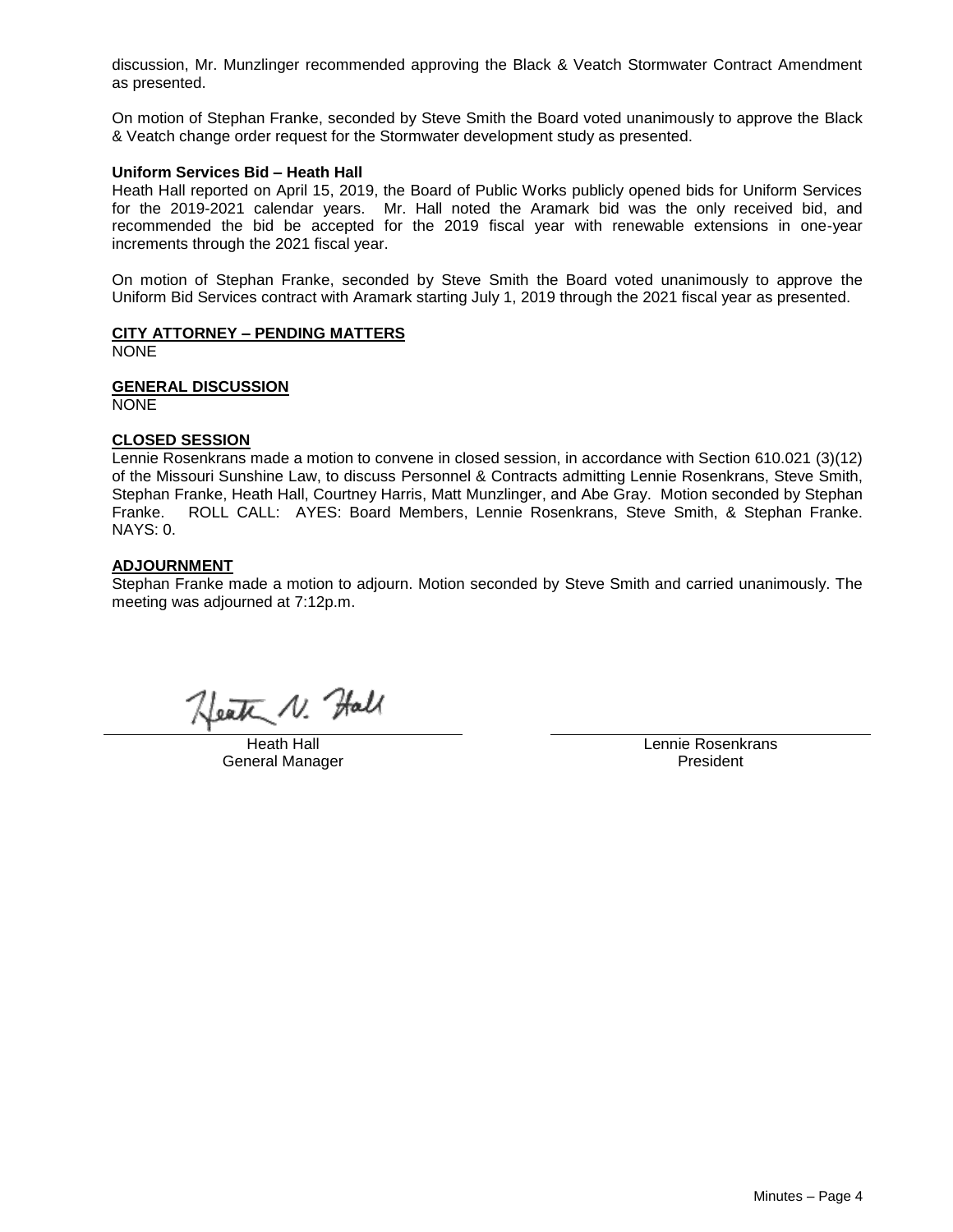discussion, Mr. Munzlinger recommended approving the Black & Veatch Stormwater Contract Amendment as presented.

On motion of Stephan Franke, seconded by Steve Smith the Board voted unanimously to approve the Black & Veatch change order request for the Stormwater development study as presented.

**Uniform Services Bid – Heath Hall**

Heath Hall reported on April 15, 2019, the Board of Public Works publicly opened bids for Uniform Services for the 2019-2021 calendar years. Mr. Hall noted the Aramark bid was the only received bid, and recommended the bid be accepted for the 2019 fiscal year with renewable extensions in one-year increments through the 2021 fiscal year.

On motion of Stephan Franke, seconded by Steve Smith the Board voted unanimously to approve the Uniform Bid Services contract with Aramark starting July 1, 2019 through the 2021 fiscal year as presented.

**CITY ATTORNEY – PENDING MATTERS**

NONE

**GENERAL DISCUSSION**

NONE

**CLOSED SESSION**

Lennie Rosenkrans made a motion to convene in closed session, in accordance with Section 610.021 (3)(12) of the Missouri Sunshine Law, to discuss Personnel & Contracts admitting Lennie Rosenkrans, Steve Smith, Stephan Franke, Heath Hall, Courtney Harris, Matt Munzlinger, and Abe Gray. Motion seconded by Stephan Franke. ROLL CALL: AYES: Board Members, Lennie Rosenkrans, Steve Smith, & Stephan Franke. NAYS: 0.

**ADJOURNMENT**

Stephan Franke made a motion to adjourn. Motion seconded by Steve Smith and carried unanimously. The meeting was adjourned at 7:12p.m.

Heath N. Hall

Heath Hall
General Manager

Lennie Rosenkrans
President